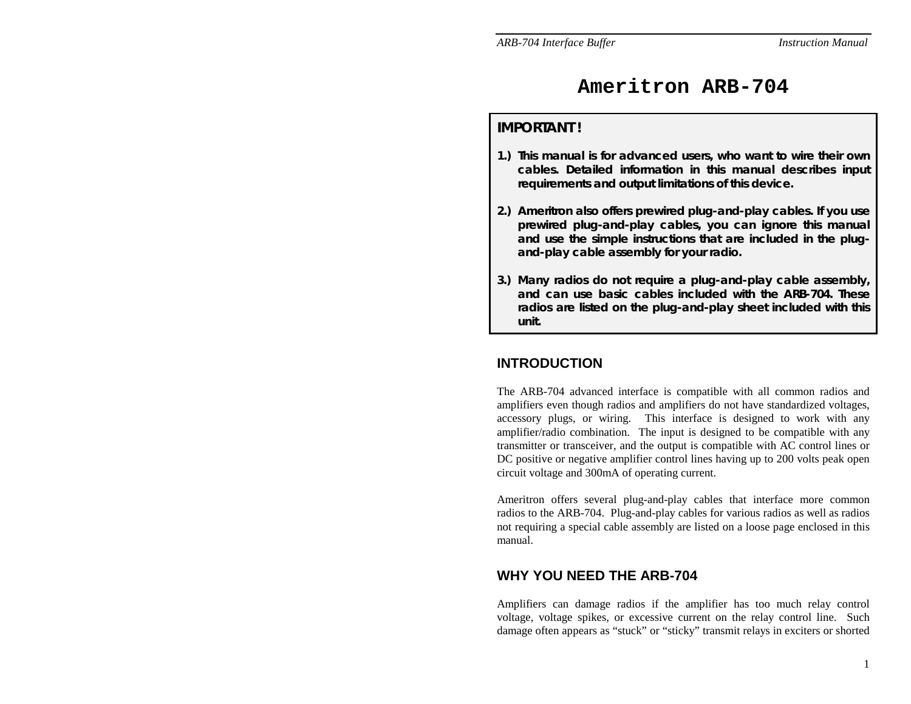# Ameritron ARB-704

**IMPORTANT!**

1.) **This manual is for advanced users, who want to wire their own cables. Detailed information in this manual describes input requirements and output limitations of this device.**

2.) **Ameritron also offers prewired plug-and-play cables. If you use prewired plug-and-play cables, you can ignore this manual and use the simple instructions that are included in the plug-and-play cable assembly for your radio.**

3.) **Many radios do not require a plug-and-play cable assembly, and can use basic cables included with the ARB-704. These radios are listed on the plug-and-play sheet included with this unit.**

## INTRODUCTION

The ARB-704 advanced interface is compatible with all common radios and amplifiers even though radios and amplifiers do not have standardized voltages, accessory plugs, or wiring. This interface is designed to work with any amplifier/radio combination. The input is designed to be compatible with any transmitter or transceiver, and the output is compatible with AC control lines or DC positive or negative amplifier control lines having up to 200 volts peak open circuit voltage and 300mA of operating current.

Ameritron offers several plug-and-play cables that interface more common radios to the ARB-704. Plug-and-play cables for various radios as well as radios not requiring a special cable assembly are listed on a loose page enclosed in this manual.

## WHY YOU NEED THE ARB-704

Amplifiers can damage radios if the amplifier has too much relay control voltage, voltage spikes, or excessive current on the relay control line. Such damage often appears as “stuck” or “sticky” transmit relays in exciters or shorted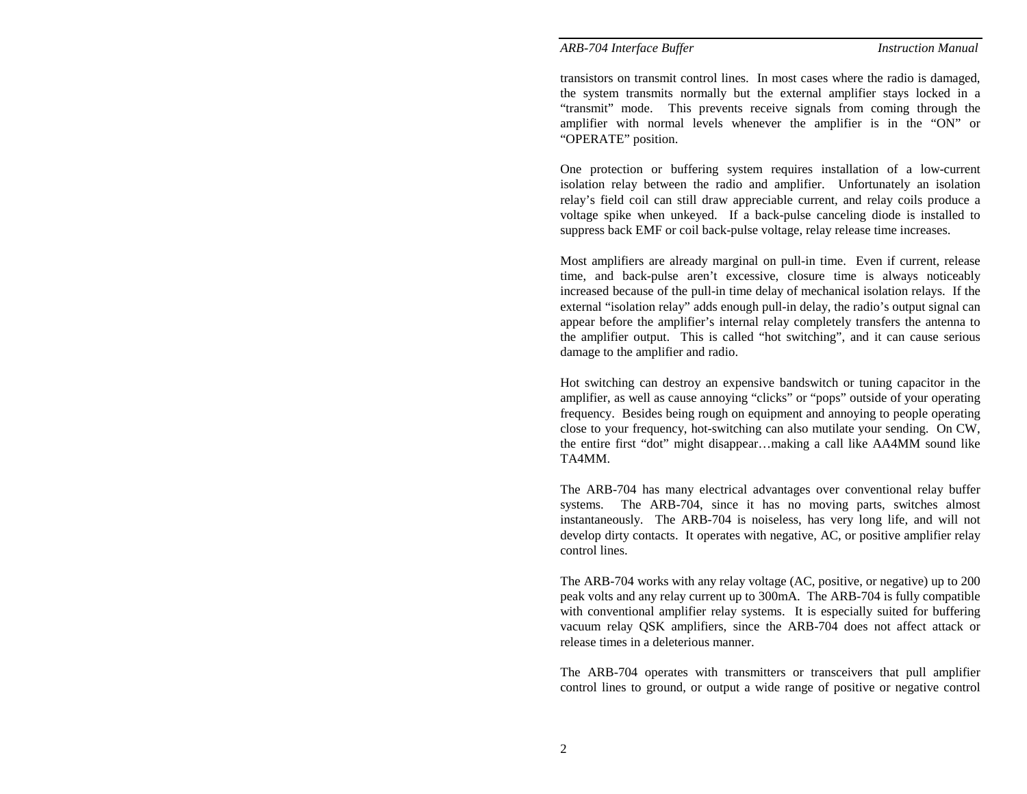transistors on transmit control lines. In most cases where the radio is damaged, the system transmits normally but the external amplifier stays locked in a "transmit" mode. This prevents receive signals from coming through the amplifier with normal levels whenever the amplifier is in the "ON" or "OPERATE" position.

One protection or buffering system requires installation of a low-current isolation relay between the radio and amplifier. Unfortunately an isolation relay's field coil can still draw appreciable current, and relay coils produce a voltage spike when unkeyed. If a back-pulse canceling diode is installed to suppress back EMF or coil back-pulse voltage, relay release time increases.

Most amplifiers are already marginal on pull-in time. Even if current, release time, and back-pulse aren't excessive, closure time is always noticeably increased because of the pull-in time delay of mechanical isolation relays. If the external "isolation relay" adds enough pull-in delay, the radio's output signal can appear before the amplifier's internal relay completely transfers the antenna to the amplifier output. This is called "hot switching", and it can cause serious damage to the amplifier and radio.

Hot switching can destroy an expensive bandswitch or tuning capacitor in the amplifier, as well as cause annoying "clicks" or "pops" outside of your operating frequency. Besides being rough on equipment and annoying to people operating close to your frequency, hot-switching can also mutilate your sending. On CW, the entire first "dot" might disappear…making a call like AA4MM sound like TA4MM.

The ARB-704 has many electrical advantages over conventional relay buffer systems. The ARB-704, since it has no moving parts, switches almost instantaneously. The ARB-704 is noiseless, has very long life, and will not develop dirty contacts. It operates with negative, AC, or positive amplifier relay control lines.

The ARB-704 works with any relay voltage (AC, positive, or negative) up to 200 peak volts and any relay current up to 300mA. The ARB-704 is fully compatible with conventional amplifier relay systems. It is especially suited for buffering vacuum relay QSK amplifiers, since the ARB-704 does not affect attack or release times in a deleterious manner.

The ARB-704 operates with transmitters or transceivers that pull amplifier control lines to ground, or output a wide range of positive or negative control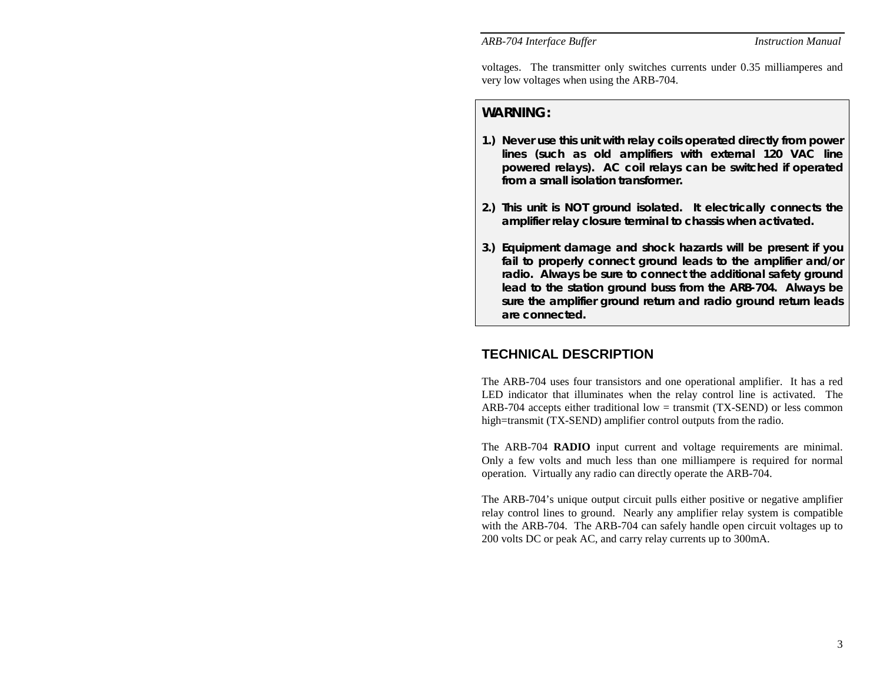voltages. The transmitter only switches currents under 0.35 milliamperes and very low voltages when using the ARB-704.

**WARNING:**

1.) **Never use this unit with relay coils operated directly from power lines (such as old amplifiers with external 120 VAC line powered relays). AC coil relays can be switched if operated from a small isolation transformer.**

2.) **This unit is NOT ground isolated. It electrically connects the amplifier relay closure terminal to chassis when activated.**

3.) **Equipment damage and shock hazards will be present if you fail to properly connect ground leads to the amplifier and/or radio. Always be sure to connect the additional safety ground lead to the station ground buss from the ARB-704. Always be sure the amplifier ground return and radio ground return leads are connected.**

## TECHNICAL DESCRIPTION

The ARB-704 uses four transistors and one operational amplifier. It has a red LED indicator that illuminates when the relay control line is activated. The ARB-704 accepts either traditional low = transmit (TX-SEND) or less common high=transmit (TX-SEND) amplifier control outputs from the radio.

The ARB-704 **RADIO** input current and voltage requirements are minimal. Only a few volts and much less than one milliampere is required for normal operation. Virtually any radio can directly operate the ARB-704.

The ARB-704's unique output circuit pulls either positive or negative amplifier relay control lines to ground. Nearly any amplifier relay system is compatible with the ARB-704. The ARB-704 can safely handle open circuit voltages up to 200 volts DC or peak AC, and carry relay currents up to 300mA.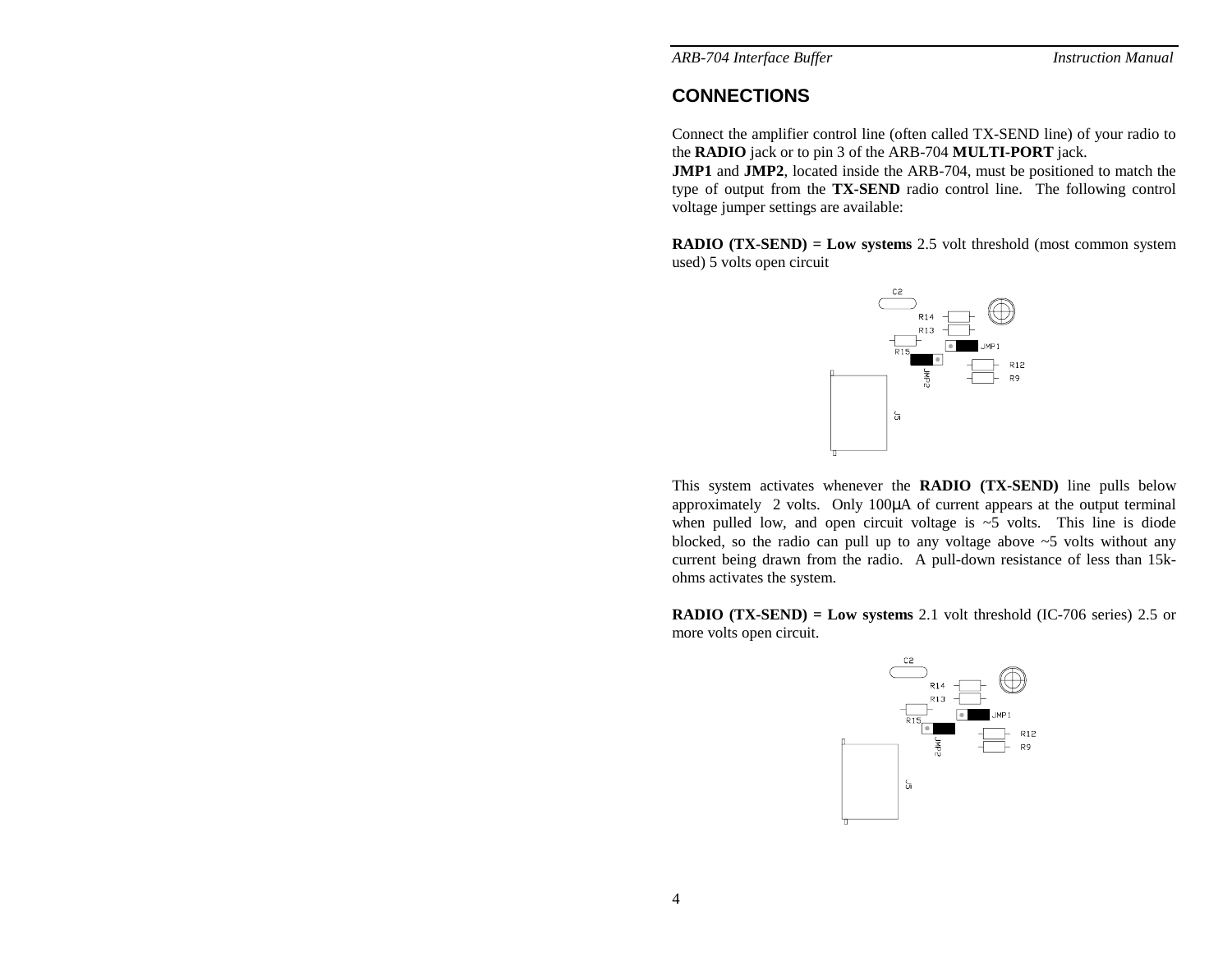## CONNECTIONS

Connect the amplifier control line (often called TX-SEND line) of your radio to the **RADIO** jack or to pin 3 of the ARB-704 **MULTI-PORT** jack.
**JMP1** and **JMP2**, located inside the ARB-704, must be positioned to match the type of output from the **TX-SEND** radio control line. The following control voltage jumper settings are available:

**RADIO (TX-SEND) = Low systems** 2.5 volt threshold (most common system used) 5 volts open circuit

This system activates whenever the **RADIO (TX-SEND)** line pulls below approximately 2 volts. Only 100μA of current appears at the output terminal when pulled low, and open circuit voltage is ~5 volts. This line is diode blocked, so the radio can pull up to any voltage above ~5 volts without any current being drawn from the radio. A pull-down resistance of less than 15k-ohms activates the system.

**RADIO (TX-SEND) = Low systems** 2.1 volt threshold (IC-706 series) 2.5 or more volts open circuit.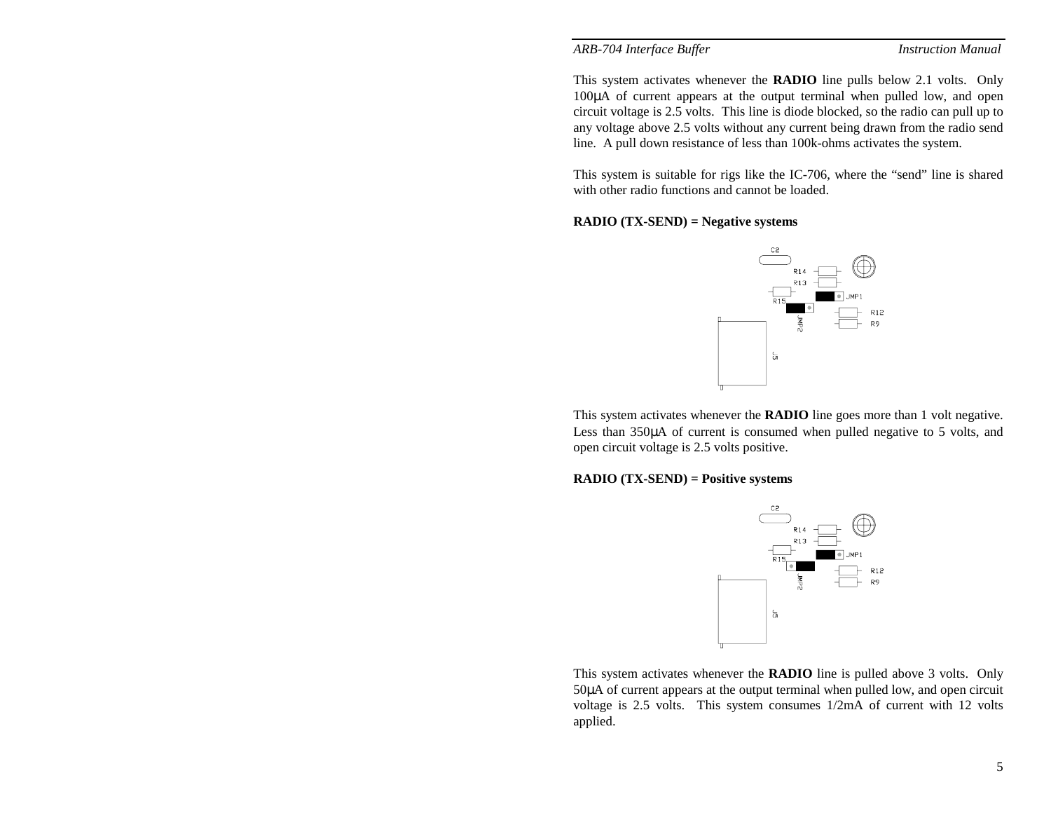This system activates whenever the **RADIO** line pulls below 2.1 volts. Only 100μA of current appears at the output terminal when pulled low, and open circuit voltage is 2.5 volts. This line is diode blocked, so the radio can pull up to any voltage above 2.5 volts without any current being drawn from the radio send line. A pull down resistance of less than 100k-ohms activates the system.

This system is suitable for rigs like the IC-706, where the "send" line is shared with other radio functions and cannot be loaded.

**RADIO (TX-SEND) = Negative systems**

This system activates whenever the **RADIO** line goes more than 1 volt negative. Less than 350μA of current is consumed when pulled negative to 5 volts, and open circuit voltage is 2.5 volts positive.

**RADIO (TX-SEND) = Positive systems**

This system activates whenever the **RADIO** line is pulled above 3 volts. Only 50μA of current appears at the output terminal when pulled low, and open circuit voltage is 2.5 volts. This system consumes 1/2mA of current with 12 volts applied.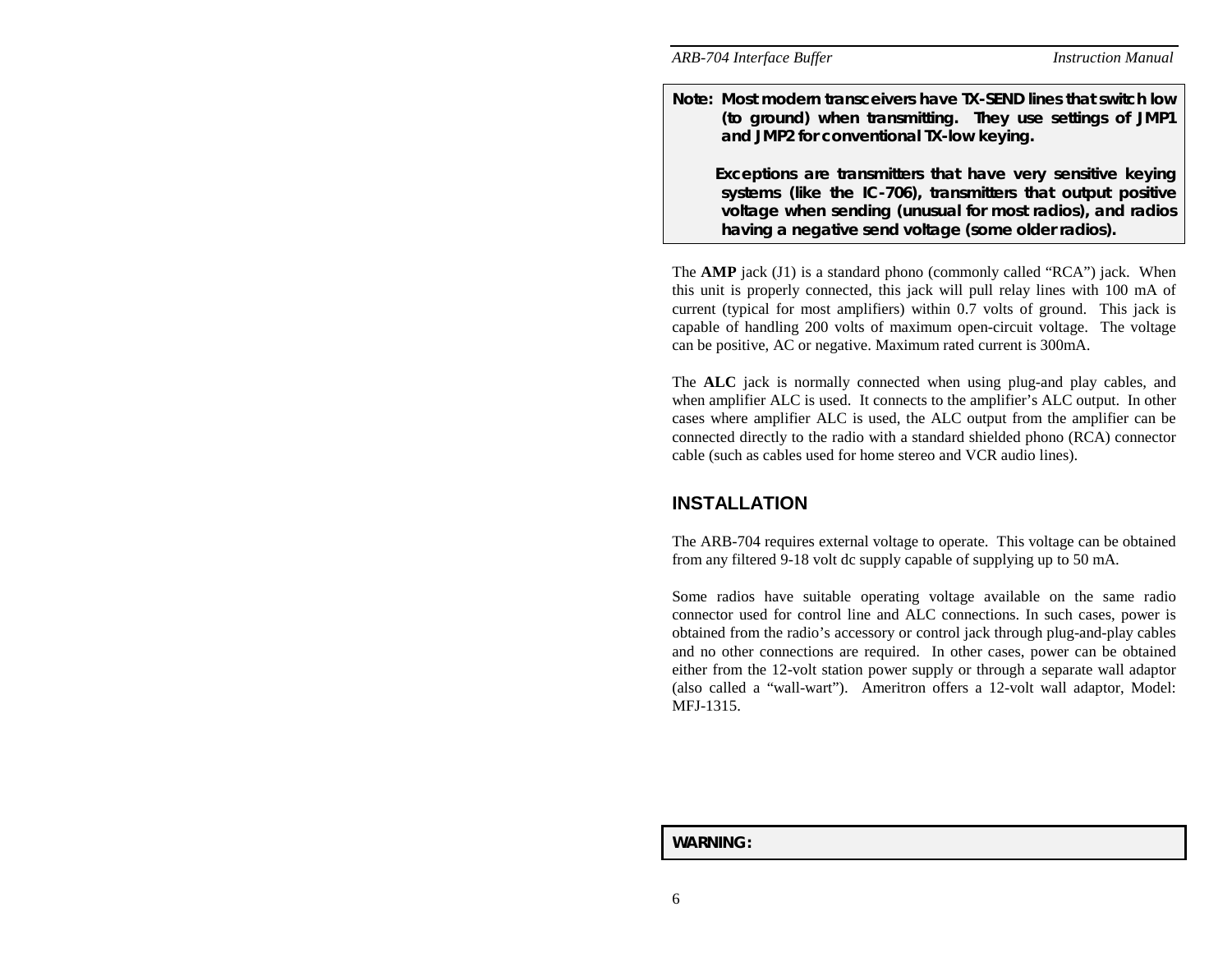**Note: Most modern transceivers have TX-SEND lines that switch low (to ground) when transmitting. They use settings of JMP1 and JMP2 for conventional TX-low keying.**

**Exceptions are transmitters that have very sensitive keying systems (like the IC-706), transmitters that output positive voltage when sending (unusual for most radios), and radios having a negative send voltage (some older radios).**

The **AMP** jack (J1) is a standard phono (commonly called "RCA") jack. When this unit is properly connected, this jack will pull relay lines with 100 mA of current (typical for most amplifiers) within 0.7 volts of ground. This jack is capable of handling 200 volts of maximum open-circuit voltage. The voltage can be positive, AC or negative. Maximum rated current is 300mA.

The **ALC** jack is normally connected when using plug-and play cables, and when amplifier ALC is used. It connects to the amplifier's ALC output. In other cases where amplifier ALC is used, the ALC output from the amplifier can be connected directly to the radio with a standard shielded phono (RCA) connector cable (such as cables used for home stereo and VCR audio lines).

## INSTALLATION

The ARB-704 requires external voltage to operate. This voltage can be obtained from any filtered 9-18 volt dc supply capable of supplying up to 50 mA.

Some radios have suitable operating voltage available on the same radio connector used for control line and ALC connections. In such cases, power is obtained from the radio's accessory or control jack through plug-and-play cables and no other connections are required. In other cases, power can be obtained either from the 12-volt station power supply or through a separate wall adaptor (also called a "wall-wart"). Ameritron offers a 12-volt wall adaptor, Model: MFJ-1315.

**WARNING:**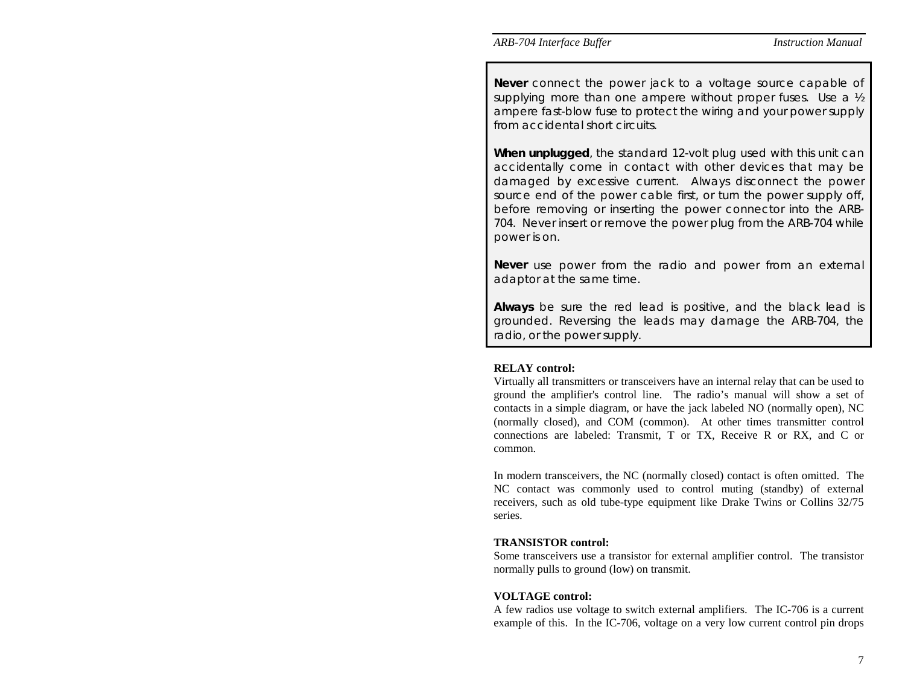**Never** connect the power jack to a voltage source capable of supplying more than one ampere without proper fuses. Use a ½ ampere fast-blow fuse to protect the wiring and your power supply from accidental short circuits.

**When unplugged**, the standard 12-volt plug used with this unit can accidentally come in contact with other devices that may be damaged by excessive current. Always disconnect the power source end of the power cable first, or turn the power supply off, before removing or inserting the power connector into the ARB-704. Never insert or remove the power plug from the ARB-704 while power is on.

**Never** use power from the radio and power from an external adaptor at the same time.

**Always** be sure the red lead is positive, and the black lead is grounded. Reversing the leads may damage the ARB-704, the radio, or the power supply.

**RELAY control:**

Virtually all transmitters or transceivers have an internal relay that can be used to ground the amplifier's control line. The radio's manual will show a set of contacts in a simple diagram, or have the jack labeled NO (normally open), NC (normally closed), and COM (common). At other times transmitter control connections are labeled: Transmit, T or TX, Receive R or RX, and C or common.

In modern transceivers, the NC (normally closed) contact is often omitted. The NC contact was commonly used to control muting (standby) of external receivers, such as old tube-type equipment like Drake Twins or Collins 32/75 series.

**TRANSISTOR control:**

Some transceivers use a transistor for external amplifier control. The transistor normally pulls to ground (low) on transmit.

**VOLTAGE control:**

A few radios use voltage to switch external amplifiers. The IC-706 is a current example of this. In the IC-706, voltage on a very low current control pin drops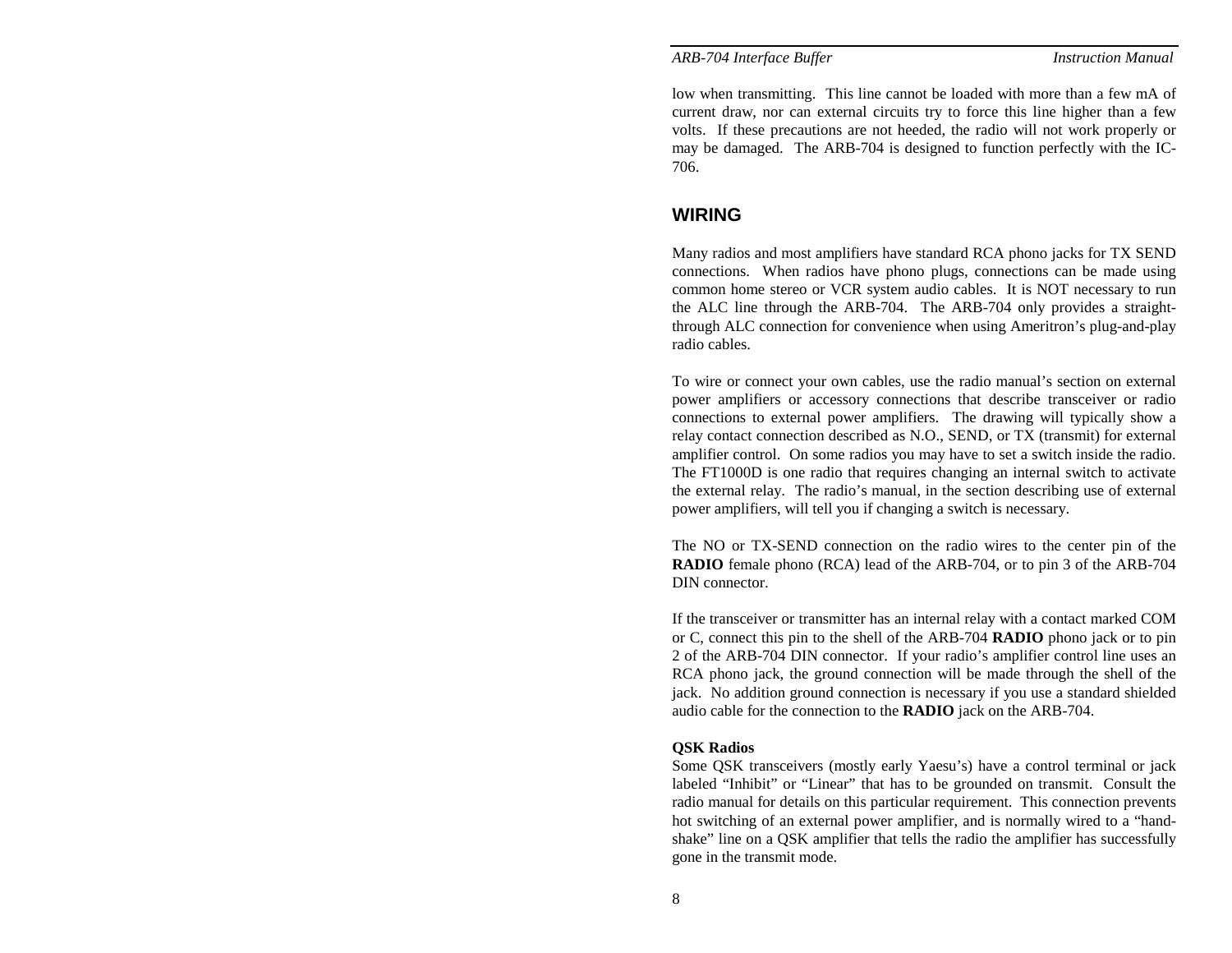low when transmitting. This line cannot be loaded with more than a few mA of current draw, nor can external circuits try to force this line higher than a few volts. If these precautions are not heeded, the radio will not work properly or may be damaged. The ARB-704 is designed to function perfectly with the IC-706.

## WIRING

Many radios and most amplifiers have standard RCA phono jacks for TX SEND connections. When radios have phono plugs, connections can be made using common home stereo or VCR system audio cables. It is NOT necessary to run the ALC line through the ARB-704. The ARB-704 only provides a straight-through ALC connection for convenience when using Ameritron's plug-and-play radio cables.

To wire or connect your own cables, use the radio manual's section on external power amplifiers or accessory connections that describe transceiver or radio connections to external power amplifiers. The drawing will typically show a relay contact connection described as N.O., SEND, or TX (transmit) for external amplifier control. On some radios you may have to set a switch inside the radio. The FT1000D is one radio that requires changing an internal switch to activate the external relay. The radio's manual, in the section describing use of external power amplifiers, will tell you if changing a switch is necessary.

The NO or TX-SEND connection on the radio wires to the center pin of the **RADIO** female phono (RCA) lead of the ARB-704, or to pin 3 of the ARB-704 DIN connector.

If the transceiver or transmitter has an internal relay with a contact marked COM or C, connect this pin to the shell of the ARB-704 **RADIO** phono jack or to pin 2 of the ARB-704 DIN connector. If your radio's amplifier control line uses an RCA phono jack, the ground connection will be made through the shell of the jack. No addition ground connection is necessary if you use a standard shielded audio cable for the connection to the **RADIO** jack on the ARB-704.

**QSK Radios**

Some QSK transceivers (mostly early Yaesu's) have a control terminal or jack labeled "Inhibit" or "Linear" that has to be grounded on transmit. Consult the radio manual for details on this particular requirement. This connection prevents hot switching of an external power amplifier, and is normally wired to a "hand-shake" line on a QSK amplifier that tells the radio the amplifier has successfully gone in the transmit mode.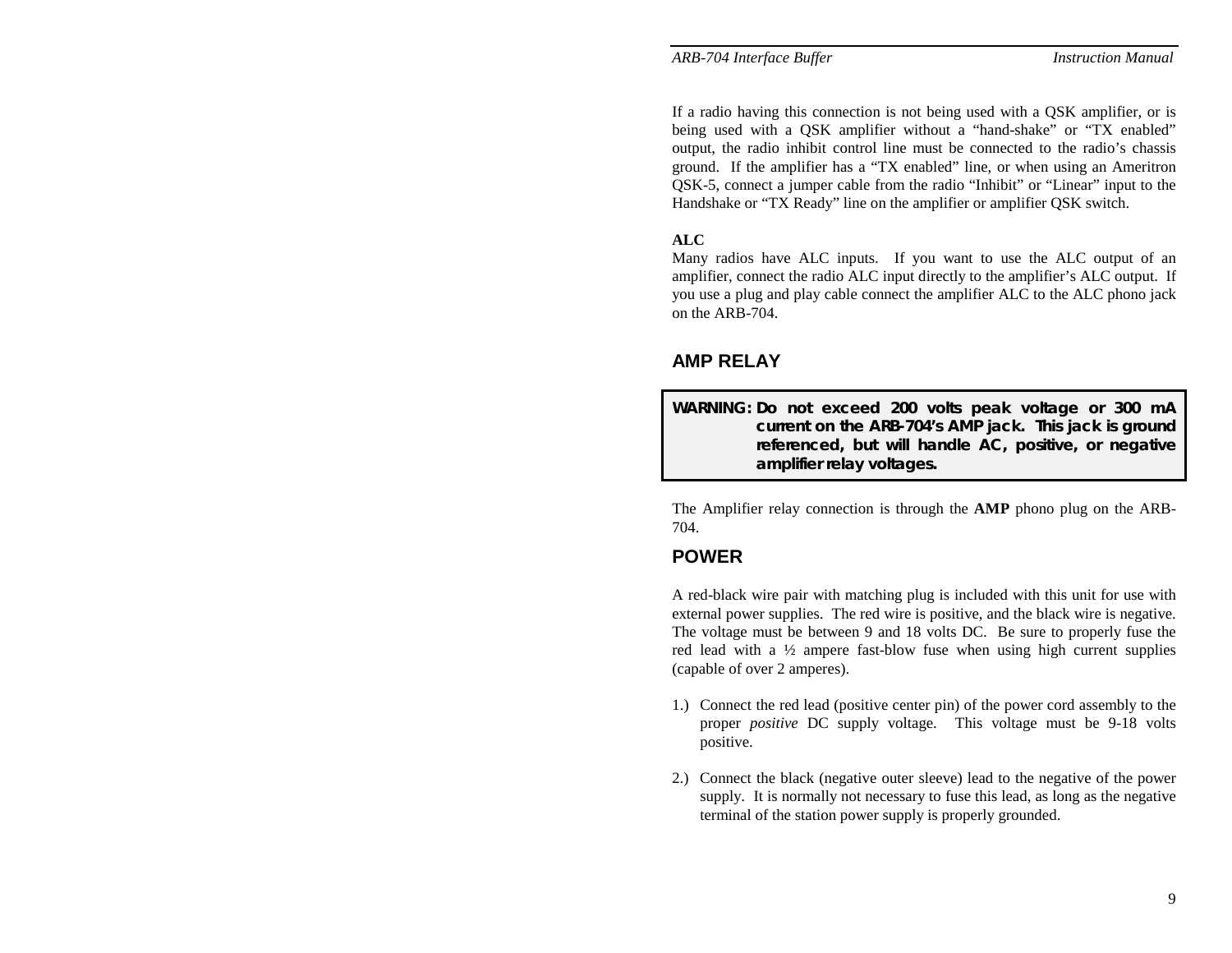If a radio having this connection is not being used with a QSK amplifier, or is being used with a QSK amplifier without a "hand-shake" or "TX enabled" output, the radio inhibit control line must be connected to the radio's chassis ground. If the amplifier has a "TX enabled" line, or when using an Ameritron QSK-5, connect a jumper cable from the radio "Inhibit" or "Linear" input to the Handshake or "TX Ready" line on the amplifier or amplifier QSK switch.

**ALC**

Many radios have ALC inputs. If you want to use the ALC output of an amplifier, connect the radio ALC input directly to the amplifier's ALC output. If you use a plug and play cable connect the amplifier ALC to the ALC phono jack on the ARB-704.

## AMP RELAY

> **WARNING: Do not exceed 200 volts peak voltage or 300 mA current on the ARB-704's AMP jack. This jack is ground referenced, but will handle AC, positive, or negative amplifier relay voltages.**

The Amplifier relay connection is through the **AMP** phono plug on the ARB-704.

## POWER

A red-black wire pair with matching plug is included with this unit for use with external power supplies. The red wire is positive, and the black wire is negative. The voltage must be between 9 and 18 volts DC. Be sure to properly fuse the red lead with a ½ ampere fast-blow fuse when using high current supplies (capable of over 2 amperes).

1.) Connect the red lead (positive center pin) of the power cord assembly to the proper *positive* DC supply voltage. This voltage must be 9-18 volts positive.

2.) Connect the black (negative outer sleeve) lead to the negative of the power supply. It is normally not necessary to fuse this lead, as long as the negative terminal of the station power supply is properly grounded.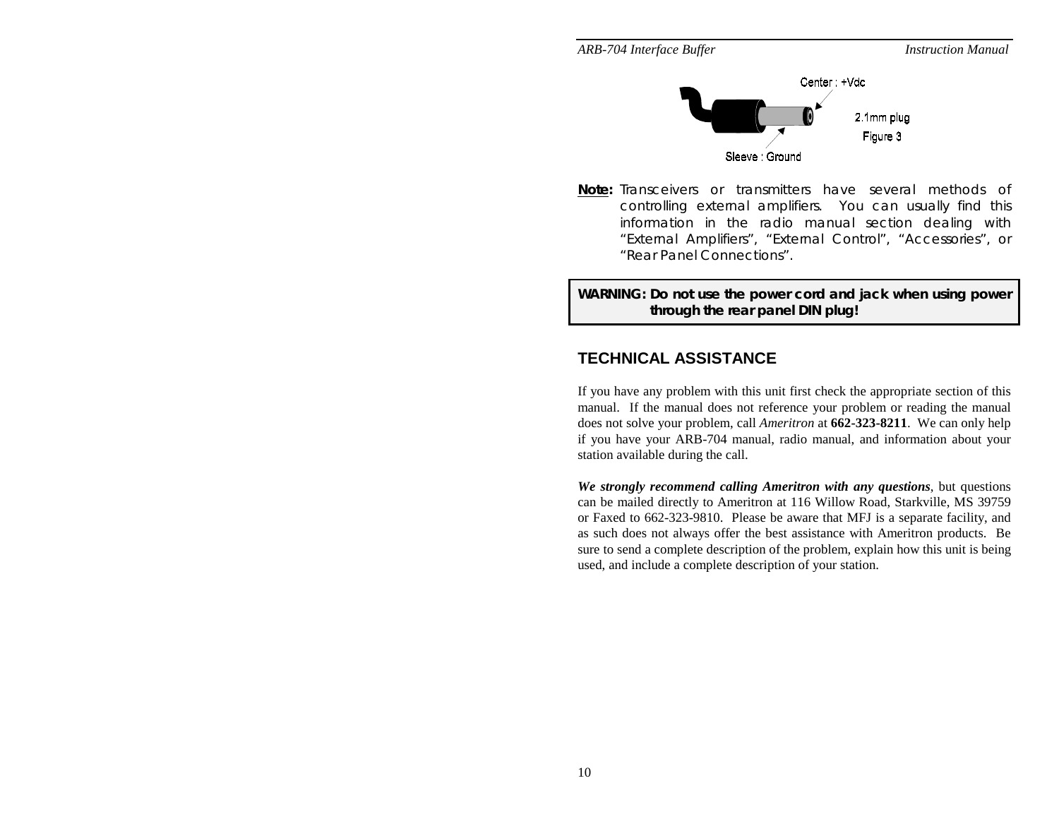Center : +Vdc

2.1mm plug

Figure 3

Sleeve : Ground

**Note:** Transceivers or transmitters have several methods of controlling external amplifiers. You can usually find this information in the radio manual section dealing with "External Amplifiers", "External Control", "Accessories", or "Rear Panel Connections".

**WARNING: Do not use the power cord and jack when using power through the rear panel DIN plug!**

## TECHNICAL ASSISTANCE

If you have any problem with this unit first check the appropriate section of this manual. If the manual does not reference your problem or reading the manual does not solve your problem, call *Ameritron* at **662-323-8211**. We can only help if you have your ARB-704 manual, radio manual, and information about your station available during the call.

***We strongly recommend calling Ameritron with any questions***, but questions can be mailed directly to Ameritron at 116 Willow Road, Starkville, MS 39759 or Faxed to 662-323-9810. Please be aware that MFJ is a separate facility, and as such does not always offer the best assistance with Ameritron products. Be sure to send a complete description of the problem, explain how this unit is being used, and include a complete description of your station.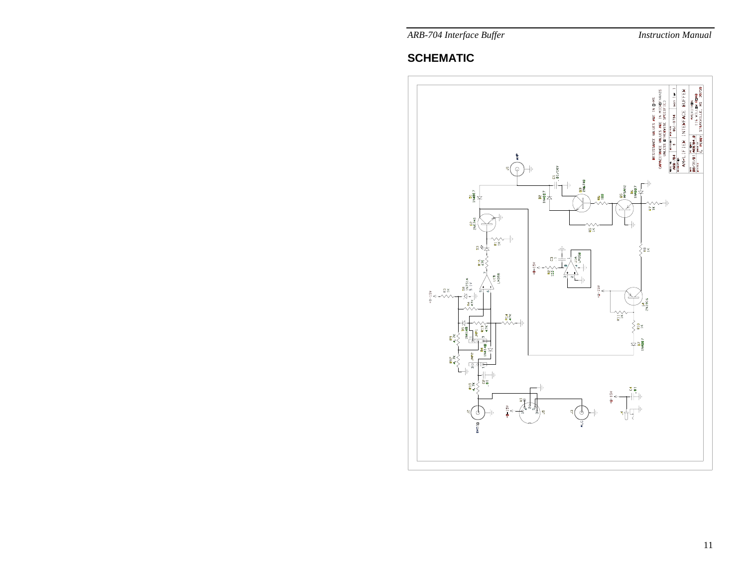## SCHEMATIC

RESISTANCE VALUES ARE IN OHMS
CAPACITANCE VALUES ARE IN MICROFARADS
UNLESS OTHERWISE SPECIFIED

AMPLIFIER INTERFACE BUFFER

ARB-704

AMERITRON
116 WILLOW ROAD
STARKVILLE, MS 39759

J1 AMP
C1 .01/1KV
D1 1N4007
D2 1N4007
Q1 2N6740
Q2 2N6740
Q3 MPSA92
D6 1N4007
R6 100
R7 1K
R5 1K
R1 1K
D3
R16 47K
R8 1K
C3 1
R2 10K
U1A LM358
U1B LM358
D8 1N751A 5.1V
R3 1K
R4 47K
+8-15V
Q4 2N3904
R11 1K
R10 1K
D7 1N4007
R14 47K
D5 1N4148
R13 47K
JMP1
R9 4.7K
D4 1N4148
JMP2
R12 4.7K
C2 .01
R15 4.7K
C4 .01
W1
J2 RADIO
J5
J3 ALC
J4